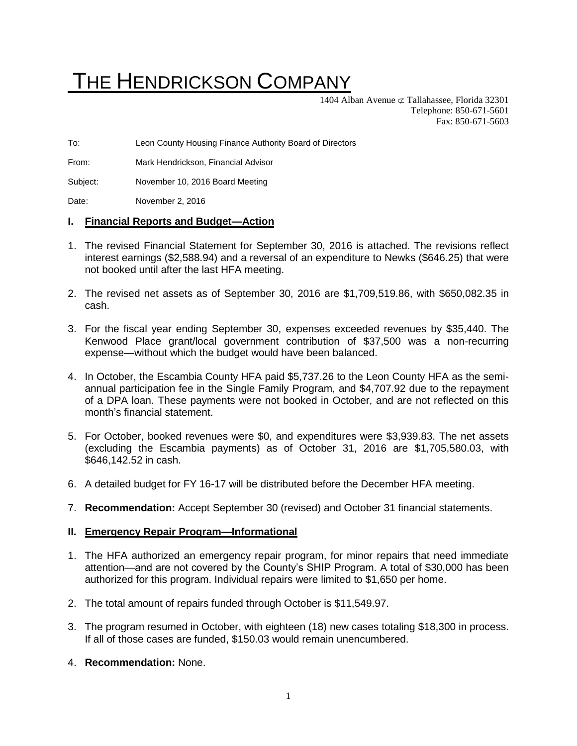# THE HENDRICKSON COMPANY

1404 Alban Avenue ⊄ Tallahassee, Florida 32301
Telephone: 850-671-5601
Fax: 850-671-5603

To: Leon County Housing Finance Authority Board of Directors

From: Mark Hendrickson, Financial Advisor

Subject: November 10, 2016 Board Meeting

Date: November 2, 2016

## I. Financial Reports and Budget—Action

1. The revised Financial Statement for September 30, 2016 is attached. The revisions reflect interest earnings ($2,588.94) and a reversal of an expenditure to Newks ($646.25) that were not booked until after the last HFA meeting.
2. The revised net assets as of September 30, 2016 are $1,709,519.86, with $650,082.35 in cash.
3. For the fiscal year ending September 30, expenses exceeded revenues by $35,440. The Kenwood Place grant/local government contribution of $37,500 was a non-recurring expense—without which the budget would have been balanced.
4. In October, the Escambia County HFA paid $5,737.26 to the Leon County HFA as the semi-annual participation fee in the Single Family Program, and $4,707.92 due to the repayment of a DPA loan. These payments were not booked in October, and are not reflected on this month's financial statement.
5. For October, booked revenues were $0, and expenditures were $3,939.83. The net assets (excluding the Escambia payments) as of October 31, 2016 are $1,705,580.03, with $646,142.52 in cash.
6. A detailed budget for FY 16-17 will be distributed before the December HFA meeting.
7. **Recommendation:** Accept September 30 (revised) and October 31 financial statements.

## II. Emergency Repair Program—Informational

1. The HFA authorized an emergency repair program, for minor repairs that need immediate attention—and are not covered by the County's SHIP Program. A total of $30,000 has been authorized for this program. Individual repairs were limited to $1,650 per home.
2. The total amount of repairs funded through October is $11,549.97.
3. The program resumed in October, with eighteen (18) new cases totaling $18,300 in process. If all of those cases are funded, $150.03 would remain unencumbered.
4. **Recommendation:** None.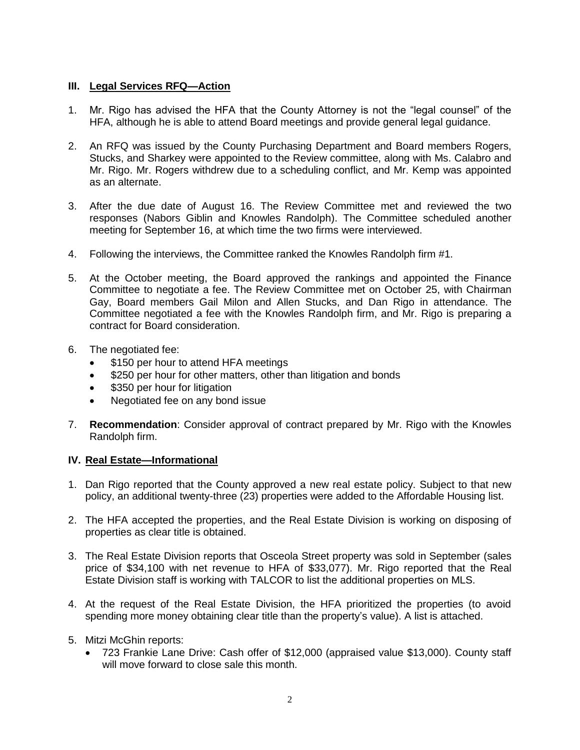## III. Legal Services RFQ—Action

1. Mr. Rigo has advised the HFA that the County Attorney is not the "legal counsel" of the HFA, although he is able to attend Board meetings and provide general legal guidance.

2. An RFQ was issued by the County Purchasing Department and Board members Rogers, Stucks, and Sharkey were appointed to the Review committee, along with Ms. Calabro and Mr. Rigo. Mr. Rogers withdrew due to a scheduling conflict, and Mr. Kemp was appointed as an alternate.

3. After the due date of August 16. The Review Committee met and reviewed the two responses (Nabors Giblin and Knowles Randolph). The Committee scheduled another meeting for September 16, at which time the two firms were interviewed.

4. Following the interviews, the Committee ranked the Knowles Randolph firm #1.

5. At the October meeting, the Board approved the rankings and appointed the Finance Committee to negotiate a fee. The Review Committee met on October 25, with Chairman Gay, Board members Gail Milon and Allen Stucks, and Dan Rigo in attendance. The Committee negotiated a fee with the Knowles Randolph firm, and Mr. Rigo is preparing a contract for Board consideration.

6. The negotiated fee:
   - $150 per hour to attend HFA meetings
   - $250 per hour for other matters, other than litigation and bonds
   - $350 per hour for litigation
   - Negotiated fee on any bond issue

7. **Recommendation**: Consider approval of contract prepared by Mr. Rigo with the Knowles Randolph firm.

## IV. Real Estate—Informational

1. Dan Rigo reported that the County approved a new real estate policy. Subject to that new policy, an additional twenty-three (23) properties were added to the Affordable Housing list.

2. The HFA accepted the properties, and the Real Estate Division is working on disposing of properties as clear title is obtained.

3. The Real Estate Division reports that Osceola Street property was sold in September (sales price of $34,100 with net revenue to HFA of $33,077). Mr. Rigo reported that the Real Estate Division staff is working with TALCOR to list the additional properties on MLS.

4. At the request of the Real Estate Division, the HFA prioritized the properties (to avoid spending more money obtaining clear title than the property's value). A list is attached.

5. Mitzi McGhin reports:
   - 723 Frankie Lane Drive: Cash offer of $12,000 (appraised value $13,000). County staff will move forward to close sale this month.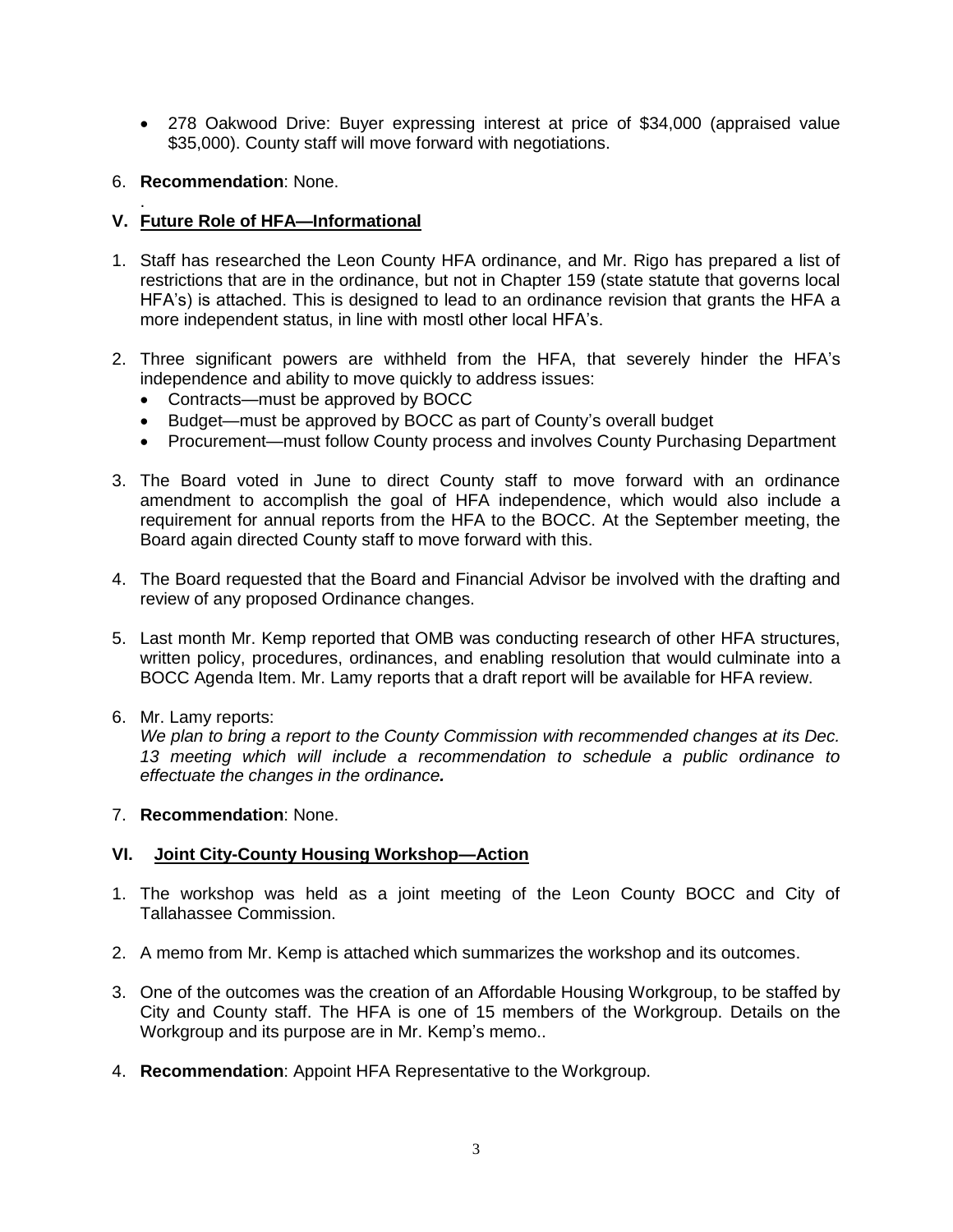- 278 Oakwood Drive: Buyer expressing interest at price of $34,000 (appraised value $35,000). County staff will move forward with negotiations.

6. **Recommendation**: None.

.

## V. Future Role of HFA—Informational

1. Staff has researched the Leon County HFA ordinance, and Mr. Rigo has prepared a list of restrictions that are in the ordinance, but not in Chapter 159 (state statute that governs local HFA's) is attached. This is designed to lead to an ordinance revision that grants the HFA a more independent status, in line with mostl other local HFA's.

2. Three significant powers are withheld from the HFA, that severely hinder the HFA's independence and ability to move quickly to address issues:
   - Contracts—must be approved by BOCC
   - Budget—must be approved by BOCC as part of County's overall budget
   - Procurement—must follow County process and involves County Purchasing Department

3. The Board voted in June to direct County staff to move forward with an ordinance amendment to accomplish the goal of HFA independence, which would also include a requirement for annual reports from the HFA to the BOCC. At the September meeting, the Board again directed County staff to move forward with this.

4. The Board requested that the Board and Financial Advisor be involved with the drafting and review of any proposed Ordinance changes.

5. Last month Mr. Kemp reported that OMB was conducting research of other HFA structures, written policy, procedures, ordinances, and enabling resolution that would culminate into a BOCC Agenda Item. Mr. Lamy reports that a draft report will be available for HFA review.

6. Mr. Lamy reports:
   *We plan to bring a report to the County Commission with recommended changes at its Dec. 13 meeting which will include a recommendation to schedule a public ordinance to effectuate the changes in the ordinance.*

7. **Recommendation**: None.

## VI. Joint City-County Housing Workshop—Action

1. The workshop was held as a joint meeting of the Leon County BOCC and City of Tallahassee Commission.

2. A memo from Mr. Kemp is attached which summarizes the workshop and its outcomes.

3. One of the outcomes was the creation of an Affordable Housing Workgroup, to be staffed by City and County staff. The HFA is one of 15 members of the Workgroup. Details on the Workgroup and its purpose are in Mr. Kemp's memo..

4. **Recommendation**: Appoint HFA Representative to the Workgroup.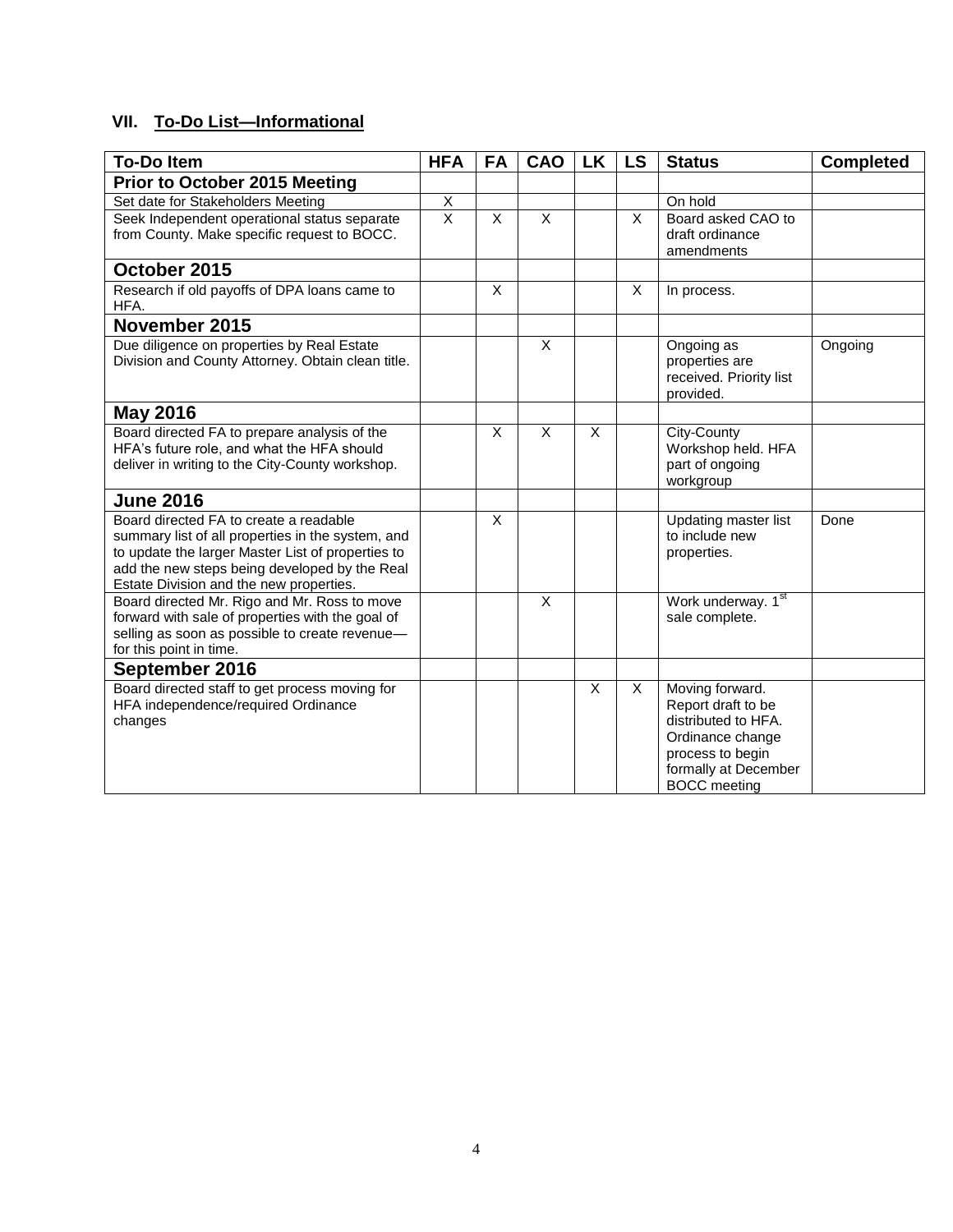## VII. To-Do List—Informational

| To-Do Item | HFA | FA | CAO | LK | LS | Status | Completed |
|---|---|---|---|---|---|---|---|
| **Prior to October 2015 Meeting** | | | | | | | |
| Set date for Stakeholders Meeting | X | | | | | On hold | |
| Seek Independent operational status separate from County. Make specific request to BOCC. | X | X | X | | X | Board asked CAO to draft ordinance amendments | |
| **October 2015** | | | | | | | |
| Research if old payoffs of DPA loans came to HFA. | | X | | | X | In process. | |
| **November 2015** | | | | | | | |
| Due diligence on properties by Real Estate Division and County Attorney. Obtain clean title. | | | X | | | Ongoing as properties are received. Priority list provided. | Ongoing |
| **May 2016** | | | | | | | |
| Board directed FA to prepare analysis of the HFA's future role, and what the HFA should deliver in writing to the City-County workshop. | | X | X | X | | City-County Workshop held. HFA part of ongoing workgroup | |
| **June 2016** | | | | | | | |
| Board directed FA to create a readable summary list of all properties in the system, and to update the larger Master List of properties to add the new steps being developed by the Real Estate Division and the new properties. | | X | | | | Updating master list to include new properties. | Done |
| Board directed Mr. Rigo and Mr. Ross to move forward with sale of properties with the goal of selling as soon as possible to create revenue—for this point in time. | | | X | | | Work underway. 1st sale complete. | |
| **September 2016** | | | | | | | |
| Board directed staff to get process moving for HFA independence/required Ordinance changes | | | | X | X | Moving forward. Report draft to be distributed to HFA. Ordinance change process to begin formally at December BOCC meeting | |